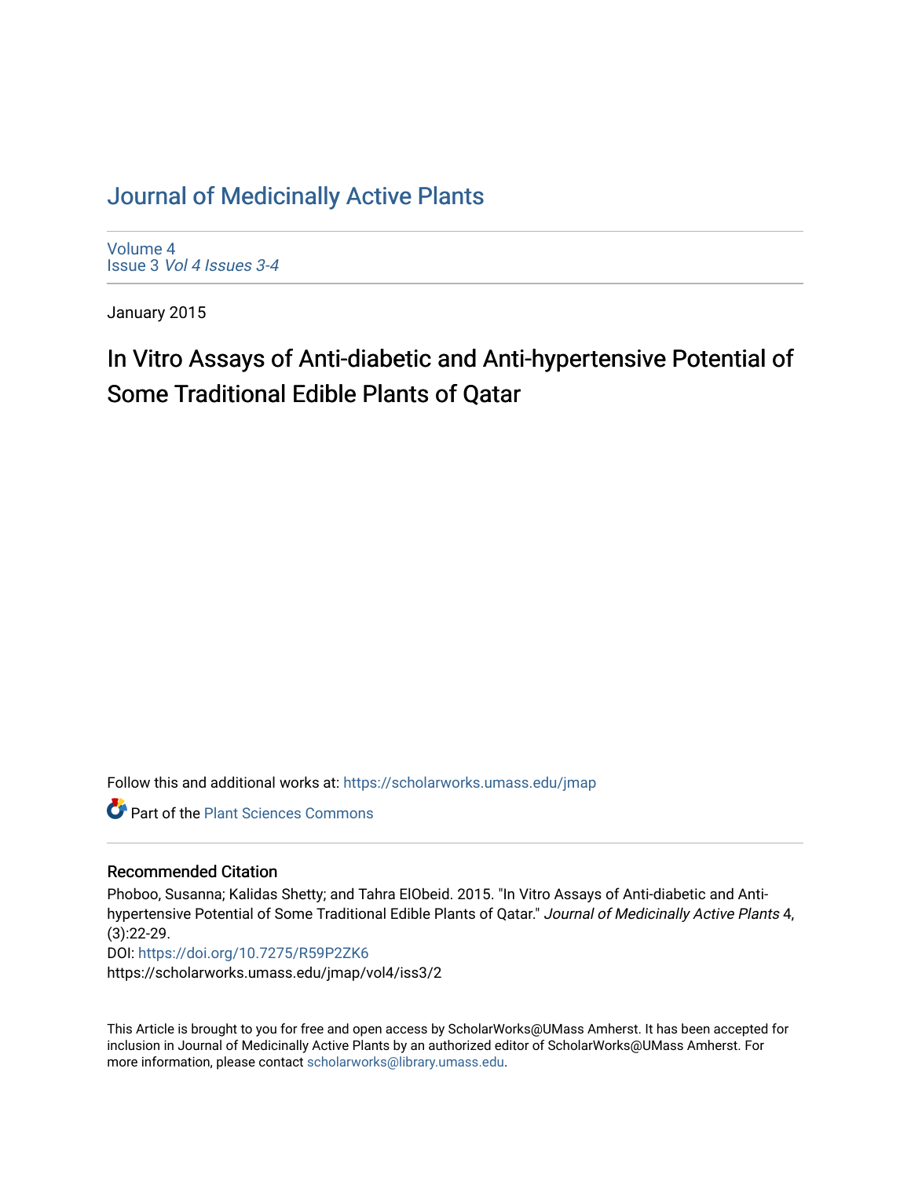# Journal of Medicinally Active Plants

Volume 4
Issue 3 *Vol 4 Issues 3-4*

January 2015

## In Vitro Assays of Anti-diabetic and Anti-hypertensive Potential of Some Traditional Edible Plants of Qatar

Follow this and additional works at: https://scholarworks.umass.edu/jmap

Part of the Plant Sciences Commons

### Recommended Citation

Phoboo, Susanna; Kalidas Shetty; and Tahra ElObeid. 2015. "In Vitro Assays of Anti-diabetic and Anti-hypertensive Potential of Some Traditional Edible Plants of Qatar." *Journal of Medicinally Active Plants* 4, (3):22-29.
DOI: https://doi.org/10.7275/R59P2ZK6
https://scholarworks.umass.edu/jmap/vol4/iss3/2

This Article is brought to you for free and open access by ScholarWorks@UMass Amherst. It has been accepted for inclusion in Journal of Medicinally Active Plants by an authorized editor of ScholarWorks@UMass Amherst. For more information, please contact scholarworks@library.umass.edu.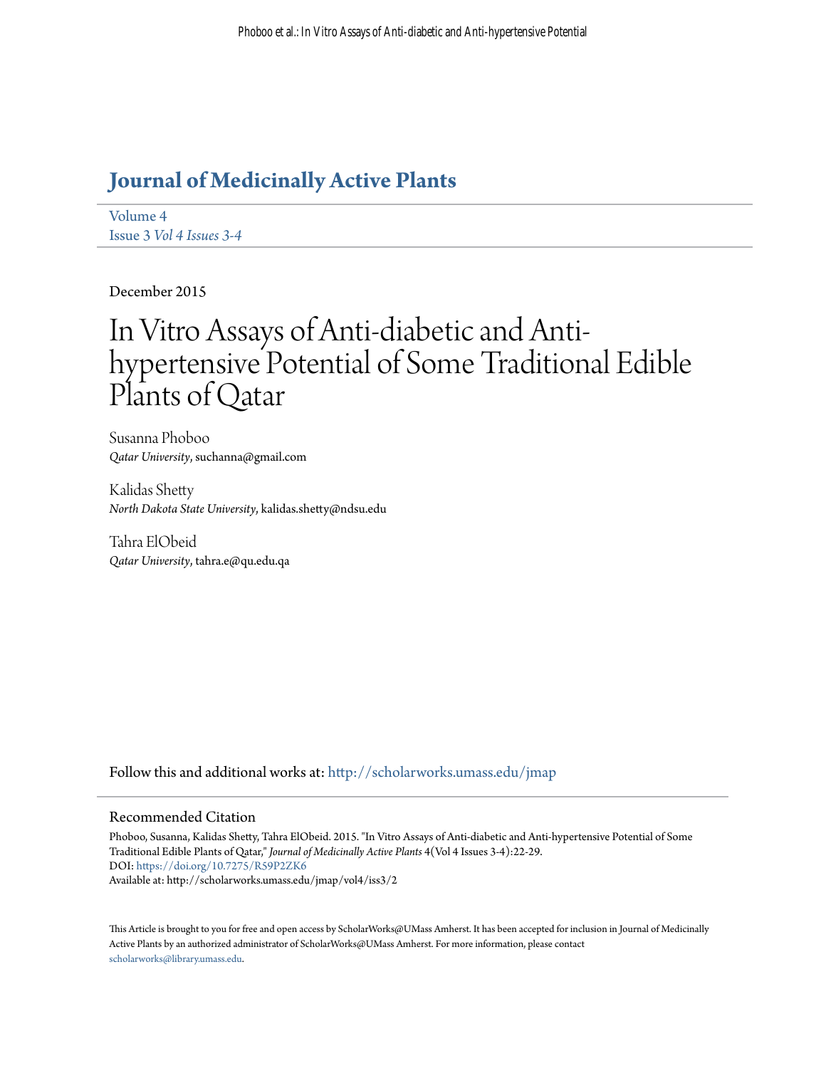# Journal of Medicinally Active Plants

Volume 4
Issue 3 *Vol 4 Issues 3-4*

December 2015

# In Vitro Assays of Anti-diabetic and Anti-hypertensive Potential of Some Traditional Edible Plants of Qatar

Susanna Phoboo
*Qatar University*, suchanna@gmail.com

Kalidas Shetty
*North Dakota State University*, kalidas.shetty@ndsu.edu

Tahra ElObeid
*Qatar University*, tahra.e@qu.edu.qa

Follow this and additional works at: http://scholarworks.umass.edu/jmap

## Recommended Citation

Phoboo, Susanna, Kalidas Shetty, Tahra ElObeid. 2015. "In Vitro Assays of Anti-diabetic and Anti-hypertensive Potential of Some Traditional Edible Plants of Qatar," *Journal of Medicinally Active Plants* 4(Vol 4 Issues 3-4):22-29.
DOI: https://doi.org/10.7275/R59P2ZK6
Available at: http://scholarworks.umass.edu/jmap/vol4/iss3/2

This Article is brought to you for free and open access by ScholarWorks@UMass Amherst. It has been accepted for inclusion in Journal of Medicinally Active Plants by an authorized administrator of ScholarWorks@UMass Amherst. For more information, please contact scholarworks@library.umass.edu.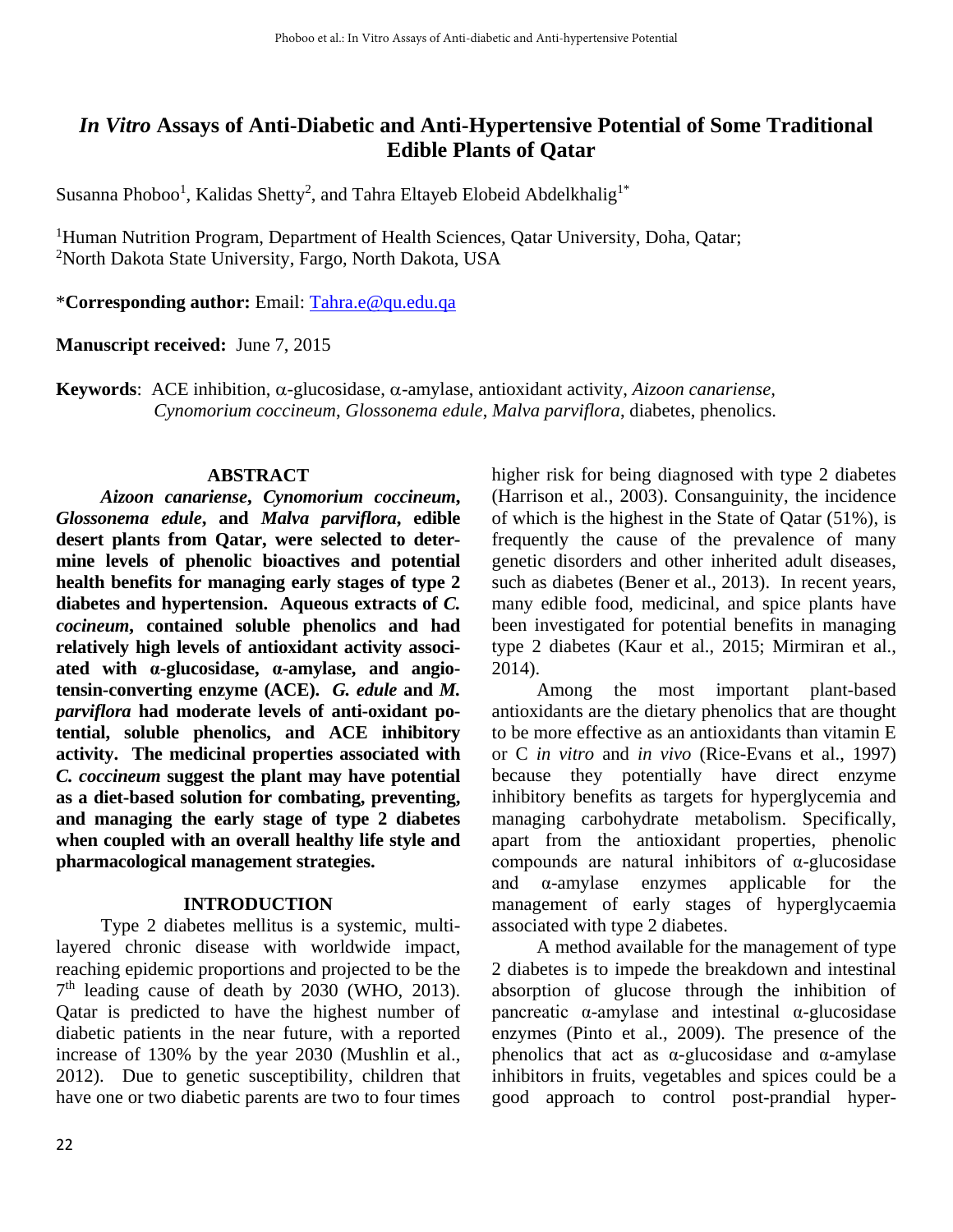# *In Vitro* Assays of Anti-Diabetic and Anti-Hypertensive Potential of Some Traditional Edible Plants of Qatar

Susanna Phoboo[1], Kalidas Shetty[2], and Tahra Eltayeb Elobeid Abdelkhalig[1*]

[1]Human Nutrition Program, Department of Health Sciences, Qatar University, Doha, Qatar;
[2]North Dakota State University, Fargo, North Dakota, USA

\***Corresponding author:** Email: Tahra.e@qu.edu.qa

**Manuscript received:** June 7, 2015

**Keywords**: ACE inhibition, α-glucosidase, α-amylase, antioxidant activity, *Aizoon canariense*, *Cynomorium coccineum*, *Glossonema edule*, *Malva parviflora*, diabetes, phenolics.

## ABSTRACT

***Aizoon canariense*, *Cynomorium coccineum*, *Glossonema edule*, and *Malva parviflora*, edible desert plants from Qatar, were selected to determine levels of phenolic bioactives and potential health benefits for managing early stages of type 2 diabetes and hypertension. Aqueous extracts of *C. cocineum*, contained soluble phenolics and had relatively high levels of antioxidant activity associated with α-glucosidase, α-amylase, and angiotensin-converting enzyme (ACE). *G. edule* and *M. parviflora* had moderate levels of anti-oxidant potential, soluble phenolics, and ACE inhibitory activity. The medicinal properties associated with *C. coccineum* suggest the plant may have potential as a diet-based solution for combating, preventing, and managing the early stage of type 2 diabetes when coupled with an overall healthy life style and pharmacological management strategies.**

## INTRODUCTION

Type 2 diabetes mellitus is a systemic, multi-layered chronic disease with worldwide impact, reaching epidemic proportions and projected to be the 7th leading cause of death by 2030 (WHO, 2013). Qatar is predicted to have the highest number of diabetic patients in the near future, with a reported increase of 130% by the year 2030 (Mushlin et al., 2012). Due to genetic susceptibility, children that have one or two diabetic parents are two to four times higher risk for being diagnosed with type 2 diabetes (Harrison et al., 2003). Consanguinity, the incidence of which is the highest in the State of Qatar (51%), is frequently the cause of the prevalence of many genetic disorders and other inherited adult diseases, such as diabetes (Bener et al., 2013). In recent years, many edible food, medicinal, and spice plants have been investigated for potential benefits in managing type 2 diabetes (Kaur et al., 2015; Mirmiran et al., 2014).

Among the most important plant-based antioxidants are the dietary phenolics that are thought to be more effective as an antioxidants than vitamin E or C *in vitro* and *in vivo* (Rice-Evans et al., 1997) because they potentially have direct enzyme inhibitory benefits as targets for hyperglycemia and managing carbohydrate metabolism. Specifically, apart from the antioxidant properties, phenolic compounds are natural inhibitors of α-glucosidase and α-amylase enzymes applicable for the management of early stages of hyperglycaemia associated with type 2 diabetes.

A method available for the management of type 2 diabetes is to impede the breakdown and intestinal absorption of glucose through the inhibition of pancreatic α-amylase and intestinal α-glucosidase enzymes (Pinto et al., 2009). The presence of the phenolics that act as α-glucosidase and α-amylase inhibitors in fruits, vegetables and spices could be a good approach to control post-prandial hyper-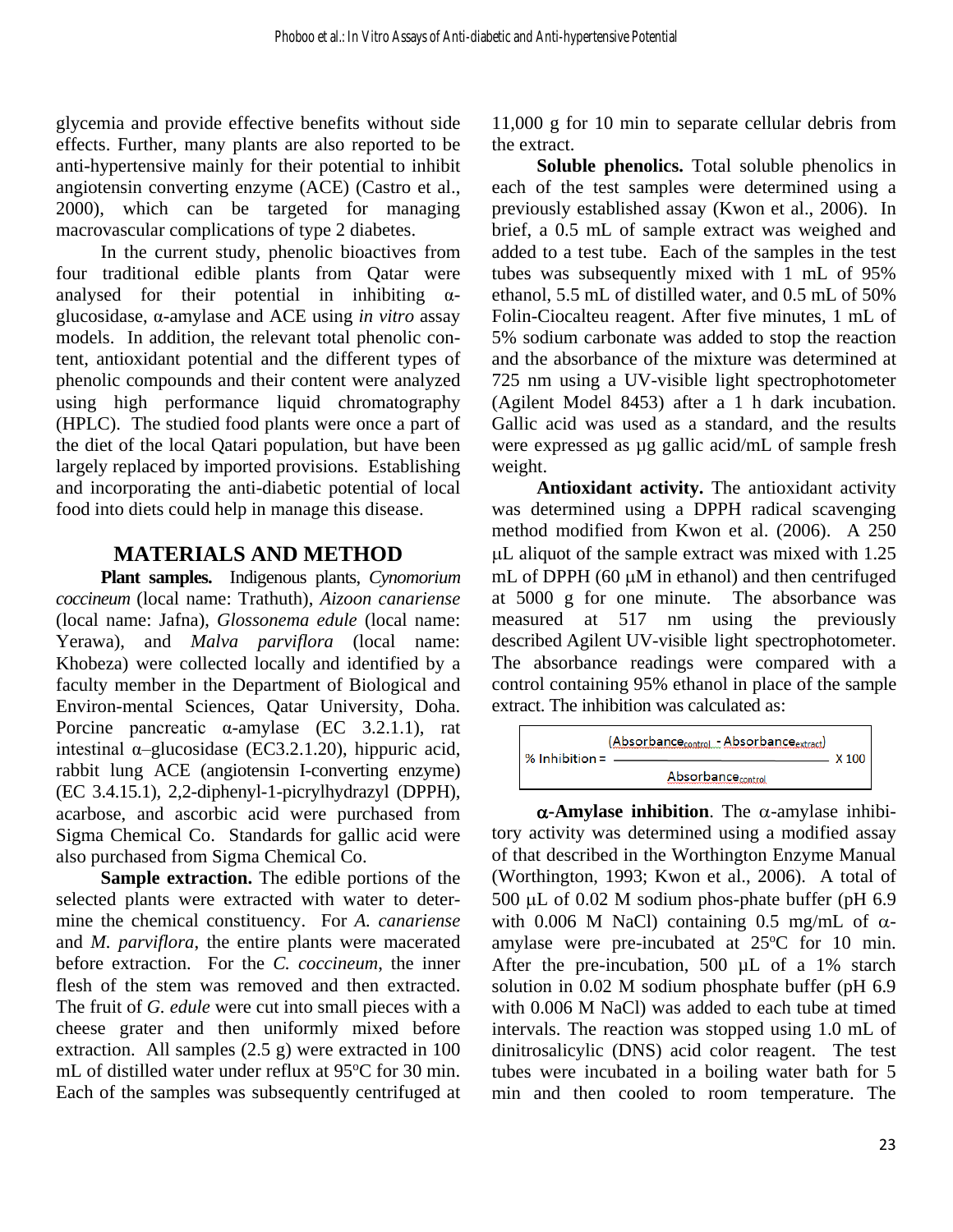glycemia and provide effective benefits without side effects. Further, many plants are also reported to be anti-hypertensive mainly for their potential to inhibit angiotensin converting enzyme (ACE) (Castro et al., 2000), which can be targeted for managing macrovascular complications of type 2 diabetes.

In the current study, phenolic bioactives from four traditional edible plants from Qatar were analysed for their potential in inhibiting α-glucosidase, α-amylase and ACE using *in vitro* assay models. In addition, the relevant total phenolic content, antioxidant potential and the different types of phenolic compounds and their content were analyzed using high performance liquid chromatography (HPLC). The studied food plants were once a part of the diet of the local Qatari population, but have been largely replaced by imported provisions. Establishing and incorporating the anti-diabetic potential of local food into diets could help in manage this disease.

## MATERIALS AND METHOD

**Plant samples.** Indigenous plants, *Cynomorium coccineum* (local name: Trathuth), *Aizoon canariense* (local name: Jafna), *Glossonema edule* (local name: Yerawa), and *Malva parviflora* (local name: Khobeza) were collected locally and identified by a faculty member in the Department of Biological and Environ-mental Sciences, Qatar University, Doha. Porcine pancreatic α-amylase (EC 3.2.1.1), rat intestinal α–glucosidase (EC3.2.1.20), hippuric acid, rabbit lung ACE (angiotensin I-converting enzyme) (EC 3.4.15.1), 2,2-diphenyl-1-picrylhydrazyl (DPPH), acarbose, and ascorbic acid were purchased from Sigma Chemical Co. Standards for gallic acid were also purchased from Sigma Chemical Co.

**Sample extraction.** The edible portions of the selected plants were extracted with water to determine the chemical constituency. For *A. canariense* and *M. parviflora*, the entire plants were macerated before extraction. For the *C. coccineum*, the inner flesh of the stem was removed and then extracted. The fruit of *G. edule* were cut into small pieces with a cheese grater and then uniformly mixed before extraction. All samples (2.5 g) were extracted in 100 mL of distilled water under reflux at 95ºC for 30 min. Each of the samples was subsequently centrifuged at 11,000 g for 10 min to separate cellular debris from the extract.

**Soluble phenolics.** Total soluble phenolics in each of the test samples were determined using a previously established assay (Kwon et al., 2006). In brief, a 0.5 mL of sample extract was weighed and added to a test tube. Each of the samples in the test tubes was subsequently mixed with 1 mL of 95% ethanol, 5.5 mL of distilled water, and 0.5 mL of 50% Folin-Ciocalteu reagent. After five minutes, 1 mL of 5% sodium carbonate was added to stop the reaction and the absorbance of the mixture was determined at 725 nm using a UV-visible light spectrophotometer (Agilent Model 8453) after a 1 h dark incubation. Gallic acid was used as a standard, and the results were expressed as µg gallic acid/mL of sample fresh weight.

**Antioxidant activity.** The antioxidant activity was determined using a DPPH radical scavenging method modified from Kwon et al. (2006). A 250 µL aliquot of the sample extract was mixed with 1.25 mL of DPPH (60 µM in ethanol) and then centrifuged at 5000 g for one minute. The absorbance was measured at 517 nm using the previously described Agilent UV-visible light spectrophotometer. The absorbance readings were compared with a control containing 95% ethanol in place of the sample extract. The inhibition was calculated as:

$$\% \text{ Inhibition} = \frac{(\text{Absorbance}_{control} - \text{Absorbance}_{extract})}{\text{Absorbance}_{control}} \times 100$$

**α-Amylase inhibition**. The α-amylase inhibitory activity was determined using a modified assay of that described in the Worthington Enzyme Manual (Worthington, 1993; Kwon et al., 2006). A total of 500 µL of 0.02 M sodium phos-phate buffer (pH 6.9 with 0.006 M NaCl) containing 0.5 mg/mL of α-amylase were pre-incubated at 25ºC for 10 min. After the pre-incubation, 500 µL of a 1% starch solution in 0.02 M sodium phosphate buffer (pH 6.9 with 0.006 M NaCl) was added to each tube at timed intervals. The reaction was stopped using 1.0 mL of dinitrosalicylic (DNS) acid color reagent. The test tubes were incubated in a boiling water bath for 5 min and then cooled to room temperature. The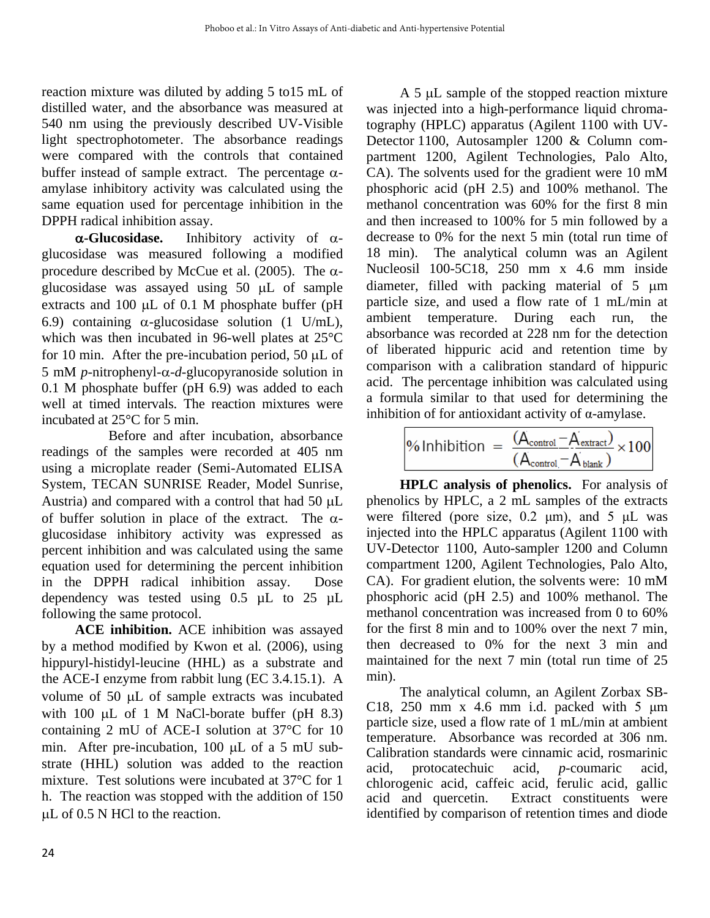reaction mixture was diluted by adding 5 to15 mL of distilled water, and the absorbance was measured at 540 nm using the previously described UV-Visible light spectrophotometer. The absorbance readings were compared with the controls that contained buffer instead of sample extract. The percentage α-amylase inhibitory activity was calculated using the same equation used for percentage inhibition in the DPPH radical inhibition assay.

**α-Glucosidase.** Inhibitory activity of α-glucosidase was measured following a modified procedure described by McCue et al. (2005). The α-glucosidase was assayed using 50 μL of sample extracts and 100 μL of 0.1 M phosphate buffer (pH 6.9) containing α-glucosidase solution (1 U/mL), which was then incubated in 96-well plates at 25°C for 10 min. After the pre-incubation period, 50 μL of 5 mM *p*-nitrophenyl-α-*d*-glucopyranoside solution in 0.1 M phosphate buffer (pH 6.9) was added to each well at timed intervals. The reaction mixtures were incubated at 25°C for 5 min.

Before and after incubation, absorbance readings of the samples were recorded at 405 nm using a microplate reader (Semi-Automated ELISA System, TECAN SUNRISE Reader, Model Sunrise, Austria) and compared with a control that had 50 μL of buffer solution in place of the extract. The α-glucosidase inhibitory activity was expressed as percent inhibition and was calculated using the same equation used for determining the percent inhibition in the DPPH radical inhibition assay. Dose dependency was tested using 0.5 μL to 25 μL following the same protocol.

**ACE inhibition.** ACE inhibition was assayed by a method modified by Kwon et al. (2006), using hippuryl-histidyl-leucine (HHL) as a substrate and the ACE-I enzyme from rabbit lung (EC 3.4.15.1). A volume of 50 μL of sample extracts was incubated with 100 μL of 1 M NaCl-borate buffer (pH 8.3) containing 2 mU of ACE-I solution at 37°C for 10 min. After pre-incubation, 100 μL of a 5 mU substrate (HHL) solution was added to the reaction mixture. Test solutions were incubated at 37°C for 1 h. The reaction was stopped with the addition of 150 μL of 0.5 N HCl to the reaction.

A 5 μL sample of the stopped reaction mixture was injected into a high-performance liquid chromatography (HPLC) apparatus (Agilent 1100 with UV-Detector 1100, Autosampler 1200 & Column compartment 1200, Agilent Technologies, Palo Alto, CA). The solvents used for the gradient were 10 mM phosphoric acid (pH 2.5) and 100% methanol. The methanol concentration was 60% for the first 8 min and then increased to 100% for 5 min followed by a decrease to 0% for the next 5 min (total run time of 18 min). The analytical column was an Agilent Nucleosil 100-5C18, 250 mm x 4.6 mm inside diameter, filled with packing material of 5 μm particle size, and used a flow rate of 1 mL/min at ambient temperature. During each run, the absorbance was recorded at 228 nm for the detection of liberated hippuric acid and retention time by comparison with a calibration standard of hippuric acid. The percentage inhibition was calculated using a formula similar to that used for determining the inhibition of for antioxidant activity of α-amylase.

$$\%\,\text{Inhibition} = \frac{(A_{control} - A_{extract})}{(A_{control} - A_{blank})} \times 100$$

**HPLC analysis of phenolics.** For analysis of phenolics by HPLC, a 2 mL samples of the extracts were filtered (pore size, 0.2 μm), and 5 μL was injected into the HPLC apparatus (Agilent 1100 with UV-Detector 1100, Auto-sampler 1200 and Column compartment 1200, Agilent Technologies, Palo Alto, CA). For gradient elution, the solvents were: 10 mM phosphoric acid (pH 2.5) and 100% methanol. The methanol concentration was increased from 0 to 60% for the first 8 min and to 100% over the next 7 min, then decreased to 0% for the next 3 min and maintained for the next 7 min (total run time of 25 min).

The analytical column, an Agilent Zorbax SB-C18, 250 mm x 4.6 mm i.d. packed with 5 μm particle size, used a flow rate of 1 mL/min at ambient temperature. Absorbance was recorded at 306 nm. Calibration standards were cinnamic acid, rosmarinic acid, protocatechuic acid, *p*-coumaric acid, chlorogenic acid, caffeic acid, ferulic acid, gallic acid and quercetin. Extract constituents were identified by comparison of retention times and diode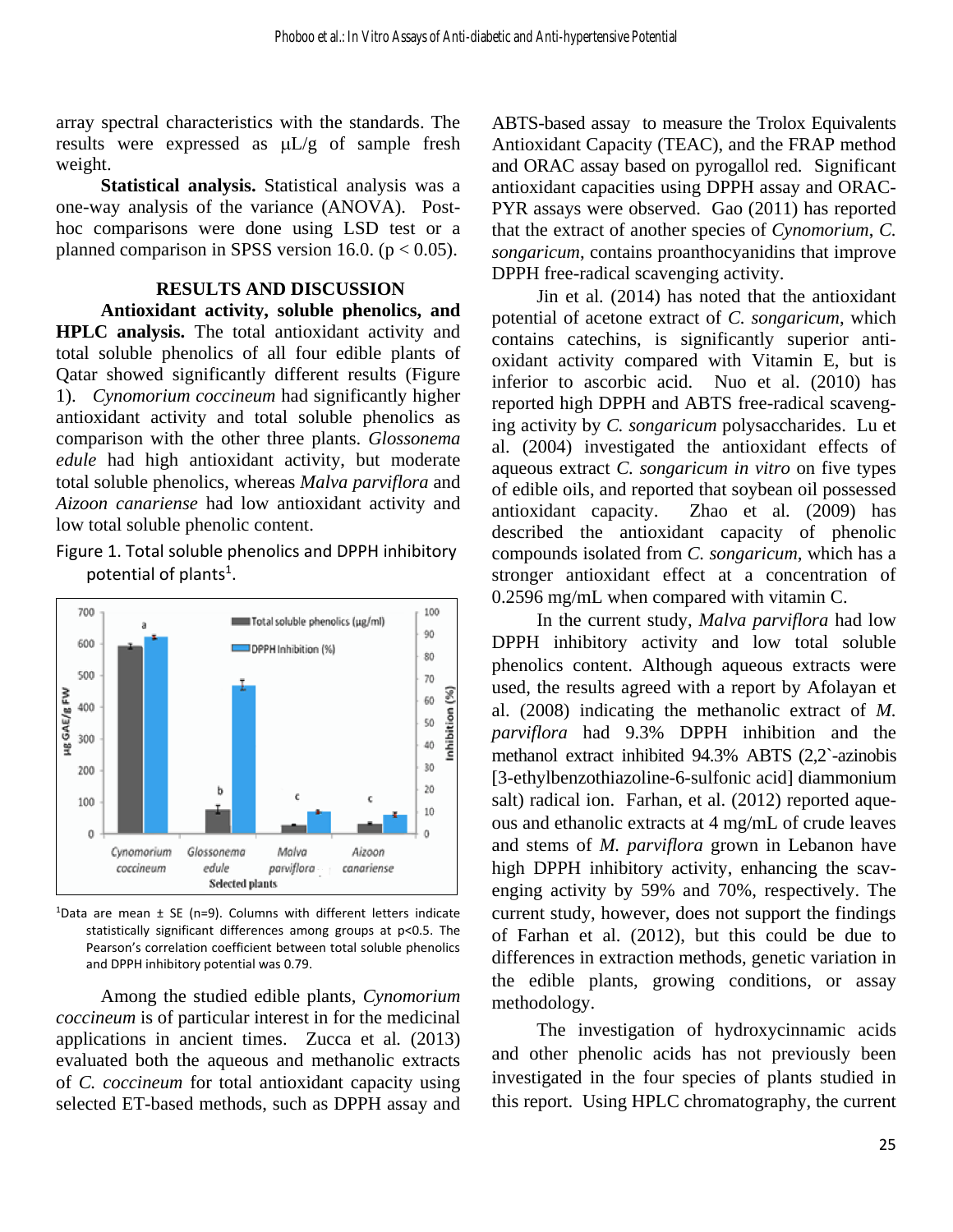array spectral characteristics with the standards. The results were expressed as μL/g of sample fresh weight.

**Statistical analysis.** Statistical analysis was a one-way analysis of the variance (ANOVA). Post-hoc comparisons were done using LSD test or a planned comparison in SPSS version 16.0. ($p < 0.05$).

## RESULTS AND DISCUSSION

**Antioxidant activity, soluble phenolics, and HPLC analysis.** The total antioxidant activity and total soluble phenolics of all four edible plants of Qatar showed significantly different results (Figure 1). *Cynomorium coccineum* had significantly higher antioxidant activity and total soluble phenolics as comparison with the other three plants. *Glossonema edule* had high antioxidant activity, but moderate total soluble phenolics, whereas *Malva parviflora* and *Aizoon canariense* had low antioxidant activity and low total soluble phenolic content.

Figure 1. Total soluble phenolics and DPPH inhibitory potential of plants[1].

[1]Data are mean ± SE (n=9). Columns with different letters indicate statistically significant differences among groups at p<0.5. The Pearson's correlation coefficient between total soluble phenolics and DPPH inhibitory potential was 0.79.

Among the studied edible plants, *Cynomorium coccineum* is of particular interest in for the medicinal applications in ancient times. Zucca et al. (2013) evaluated both the aqueous and methanolic extracts of *C. coccineum* for total antioxidant capacity using selected ET-based methods, such as DPPH assay and ABTS-based assay to measure the Trolox Equivalents Antioxidant Capacity (TEAC), and the FRAP method and ORAC assay based on pyrogallol red. Significant antioxidant capacities using DPPH assay and ORAC-PYR assays were observed. Gao (2011) has reported that the extract of another species of *Cynomorium*, *C. songaricum*, contains proanthocyanidins that improve DPPH free-radical scavenging activity.

Jin et al. (2014) has noted that the antioxidant potential of acetone extract of *C. songaricum*, which contains catechins, is significantly superior anti-oxidant activity compared with Vitamin E, but is inferior to ascorbic acid. Nuo et al. (2010) has reported high DPPH and ABTS free-radical scavenging activity by *C. songaricum* polysaccharides. Lu et al. (2004) investigated the antioxidant effects of aqueous extract *C. songaricum in vitro* on five types of edible oils, and reported that soybean oil possessed antioxidant capacity. Zhao et al. (2009) has described the antioxidant capacity of phenolic compounds isolated from *C. songaricum*, which has a stronger antioxidant effect at a concentration of 0.2596 mg/mL when compared with vitamin C.

In the current study, *Malva parviflora* had low DPPH inhibitory activity and low total soluble phenolics content. Although aqueous extracts were used, the results agreed with a report by Afolayan et al. (2008) indicating the methanolic extract of *M. parviflora* had 9.3% DPPH inhibition and the methanol extract inhibited 94.3% ABTS (2,2`-azinobis [3-ethylbenzothiazoline-6-sulfonic acid] diammonium salt) radical ion. Farhan, et al. (2012) reported aqueous and ethanolic extracts at 4 mg/mL of crude leaves and stems of *M. parviflora* grown in Lebanon have high DPPH inhibitory activity, enhancing the scavenging activity by 59% and 70%, respectively. The current study, however, does not support the findings of Farhan et al. (2012), but this could be due to differences in extraction methods, genetic variation in the edible plants, growing conditions, or assay methodology.

The investigation of hydroxycinnamic acids and other phenolic acids has not previously been investigated in the four species of plants studied in this report. Using HPLC chromatography, the current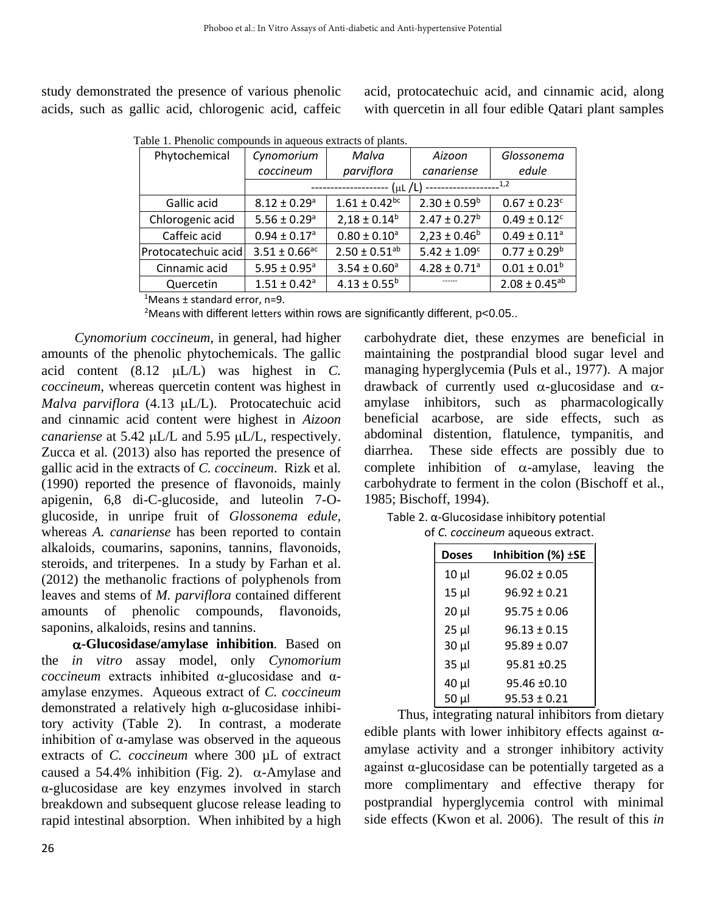study demonstrated the presence of various phenolic acids, such as gallic acid, chlorogenic acid, caffeic acid, protocatechuic acid, and cinnamic acid, along with quercetin in all four edible Qatari plant samples

Table 1. Phenolic compounds in aqueous extracts of plants.

| Phytochemical | *Cynomorium coccineum* | *Malva parviflora* | *Aizoon canariense* | *Glossonema edule* |
|---|---|---|---|---|
| | -------------------- (μL /L) -------------------[1,2] | | | |
| Gallic acid | 8.12 ± 0.29[a] | 1.61 ± 0.42[bc] | 2.30 ± 0.59[b] | 0.67 ± 0.23[c] |
| Chlorogenic acid | 5.56 ± 0.29[a] | 2,18 ± 0.14[b] | 2.47 ± 0.27[b] | 0.49 ± 0.12[c] |
| Caffeic acid | 0.94 ± 0.17[a] | 0.80 ± 0.10[a] | 2,23 ± 0.46[b] | 0.49 ± 0.11[a] |
| Protocatechuic acid | 3.51 ± 0.66[ac] | 2.50 ± 0.51[ab] | 5.42 ± 1.09[c] | 0.77 ± 0.29[b] |
| Cinnamic acid | 5.95 ± 0.95[a] | 3.54 ± 0.60[a] | 4.28 ± 0.71[a] | 0.01 ± 0.01[b] |
| Quercetin | 1.51 ± 0.42[a] | 4.13 ± 0.55[b] | ------ | 2.08 ± 0.45[ab] |

[1]Means ± standard error, n=9.

[2]Means with different letters within rows are significantly different, $p<0.05$..

*Cynomorium coccineum*, in general, had higher amounts of the phenolic phytochemicals. The gallic acid content (8.12 μL/L) was highest in *C. coccineum*, whereas quercetin content was highest in *Malva parviflora* (4.13 μL/L). Protocatechuic acid and cinnamic acid content were highest in *Aizoon canariense* at 5.42 μL/L and 5.95 μL/L, respectively. Zucca et al. (2013) also has reported the presence of gallic acid in the extracts of *C. coccineum*. Rizk et al. (1990) reported the presence of flavonoids, mainly apigenin, 6,8 di-C-glucoside, and luteolin 7-O-glucoside, in unripe fruit of *Glossonema edule*, whereas *A. canariense* has been reported to contain alkaloids, coumarins, saponins, tannins, flavonoids, steroids, and triterpenes. In a study by Farhan et al. (2012) the methanolic fractions of polyphenols from leaves and stems of *M. parviflora* contained different amounts of phenolic compounds, flavonoids, saponins, alkaloids, resins and tannins.

**α-Glucosidase/amylase inhibition**. Based on the *in vitro* assay model, only *Cynomorium coccineum* extracts inhibited α-glucosidase and α-amylase enzymes. Aqueous extract of *C. coccineum* demonstrated a relatively high α-glucosidase inhibitory activity (Table 2). In contrast, a moderate inhibition of α-amylase was observed in the aqueous extracts of *C. coccineum* where 300 μL of extract caused a 54.4% inhibition (Fig. 2). α-Amylase and α-glucosidase are key enzymes involved in starch breakdown and subsequent glucose release leading to rapid intestinal absorption. When inhibited by a high carbohydrate diet, these enzymes are beneficial in maintaining the postprandial blood sugar level and managing hyperglycemia (Puls et al., 1977). A major drawback of currently used α-glucosidase and α-amylase inhibitors, such as pharmacologically beneficial acarbose, are side effects, such as abdominal distention, flatulence, tympanitis, and diarrhea. These side effects are possibly due to complete inhibition of α-amylase, leaving the carbohydrate to ferment in the colon (Bischoff et al., 1985; Bischoff, 1994).

Table 2. α-Glucosidase inhibitory potential of *C. coccineum* aqueous extract.

| Doses | Inhibition (%) ±SE |
|---|---|
| 10 µl | 96.02 ± 0.05 |
| 15 µl | 96.92 ± 0.21 |
| 20 µl | 95.75 ± 0.06 |
| 25 µl | 96.13 ± 0.15 |
| 30 µl | 95.89 ± 0.07 |
| 35 µl | 95.81 ±0.25 |
| 40 µl | 95.46 ±0.10 |
| 50 µl | 95.53 ± 0.21 |

Thus, integrating natural inhibitors from dietary edible plants with lower inhibitory effects against α-amylase activity and a stronger inhibitory activity against α-glucosidase can be potentially targeted as a more complimentary and effective therapy for postprandial hyperglycemia control with minimal side effects (Kwon et al. 2006). The result of this *in*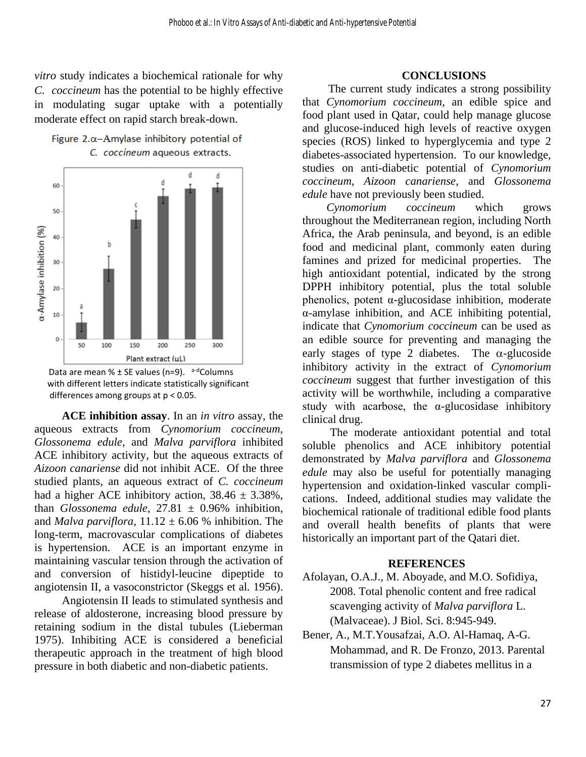*vitro* study indicates a biochemical rationale for why *C. coccineum* has the potential to be highly effective in modulating sugar uptake with a potentially moderate effect on rapid starch break-down.

Figure 2.α–Amylase inhibitory potential of *C. coccineum* aqueous extracts.

Data are mean % ± SE values (n=9). [a-d]Columns with different letters indicate statistically significant differences among groups at $p < 0.05$.

**ACE inhibition assay**. In an *in vitro* assay, the aqueous extracts from *Cynomorium coccineum*, *Glossonema edule*, and *Malva parviflora* inhibited ACE inhibitory activity, but the aqueous extracts of *Aizoon canariense* did not inhibit ACE. Of the three studied plants, an aqueous extract of *C. coccineum* had a higher ACE inhibitory action, 38.46 ± 3.38%, than *Glossonema edule*, 27.81 ± 0.96% inhibition, and *Malva parviflora*, 11.12 ± 6.06 % inhibition. The long-term, macrovascular complications of diabetes is hypertension. ACE is an important enzyme in maintaining vascular tension through the activation of and conversion of histidyl-leucine dipeptide to angiotensin II, a vasoconstrictor (Skeggs et al. 1956).

Angiotensin II leads to stimulated synthesis and release of aldosterone, increasing blood pressure by retaining sodium in the distal tubules (Lieberman 1975). Inhibiting ACE is considered a beneficial therapeutic approach in the treatment of high blood pressure in both diabetic and non-diabetic patients.

## CONCLUSIONS

The current study indicates a strong possibility that *Cynomorium coccineum*, an edible spice and food plant used in Qatar, could help manage glucose and glucose-induced high levels of reactive oxygen species (ROS) linked to hyperglycemia and type 2 diabetes-associated hypertension. To our knowledge, studies on anti-diabetic potential of *Cynomorium coccineum*, *Aizoon canariense*, and *Glossonema edule* have not previously been studied.

*Cynomorium coccineum* which grows throughout the Mediterranean region, including North Africa, the Arab peninsula, and beyond, is an edible food and medicinal plant, commonly eaten during famines and prized for medicinal properties. The high antioxidant potential, indicated by the strong DPPH inhibitory potential, plus the total soluble phenolics, potent α-glucosidase inhibition, moderate α-amylase inhibition, and ACE inhibiting potential, indicate that *Cynomorium coccineum* can be used as an edible source for preventing and managing the early stages of type 2 diabetes. The α-glucoside inhibitory activity in the extract of *Cynomorium coccineum* suggest that further investigation of this activity will be worthwhile, including a comparative study with acarbose, the α-glucosidase inhibitory clinical drug.

The moderate antioxidant potential and total soluble phenolics and ACE inhibitory potential demonstrated by *Malva parviflora* and *Glossonema edule* may also be useful for potentially managing hypertension and oxidation-linked vascular complications. Indeed, additional studies may validate the biochemical rationale of traditional edible food plants and overall health benefits of plants that were historically an important part of the Qatari diet.

## REFERENCES

Afolayan, O.A.J., M. Aboyade, and M.O. Sofidiya, 2008. Total phenolic content and free radical scavenging activity of *Malva parviflora* L. (Malvaceae). J Biol. Sci. 8:945-949.

Bener, A., M.T.Yousafzai, A.O. Al-Hamaq, A-G. Mohammad, and R. De Fronzo, 2013. Parental transmission of type 2 diabetes mellitus in a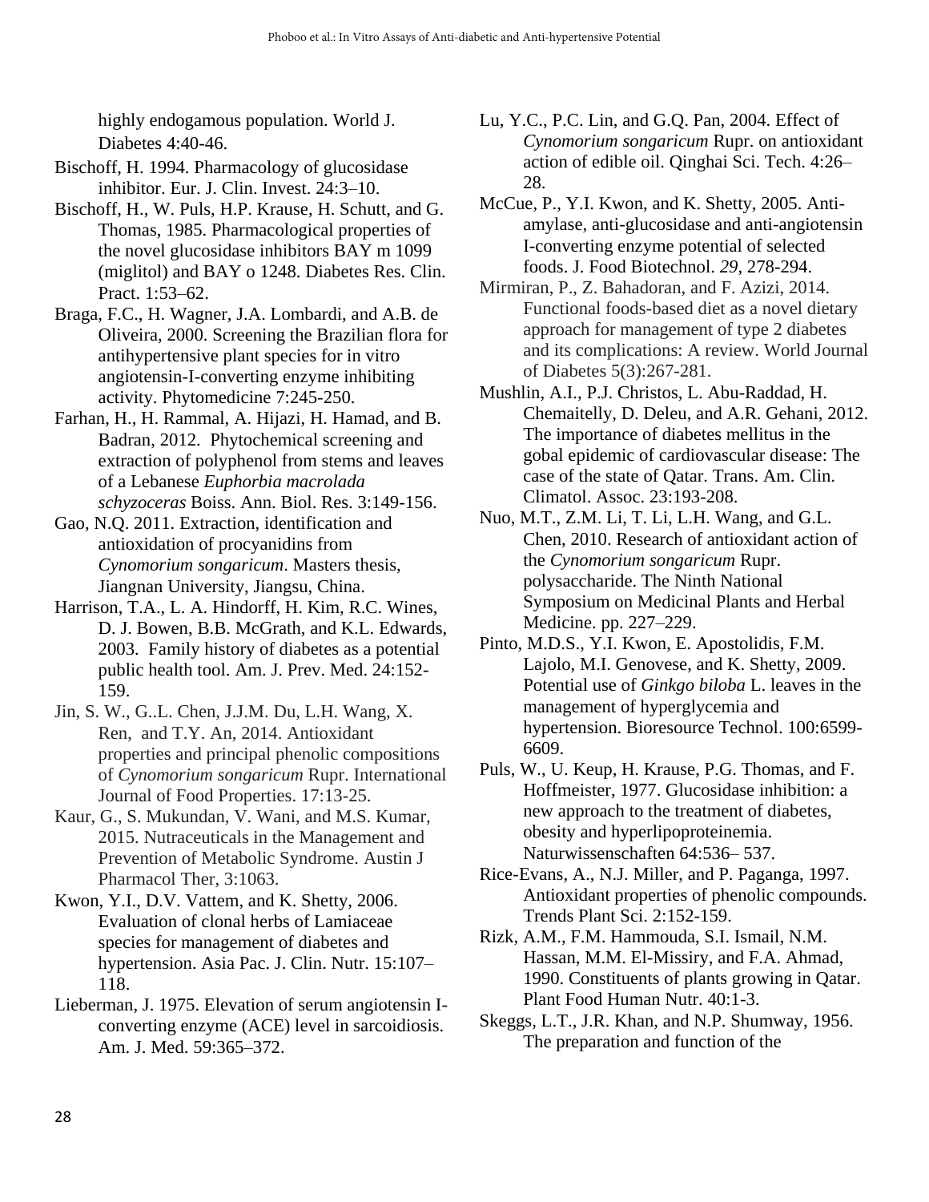highly endogamous population. World J. Diabetes 4:40-46.

Bischoff, H. 1994. Pharmacology of glucosidase inhibitor. Eur. J. Clin. Invest. 24:3–10.

Bischoff, H., W. Puls, H.P. Krause, H. Schutt, and G. Thomas, 1985. Pharmacological properties of the novel glucosidase inhibitors BAY m 1099 (miglitol) and BAY o 1248. Diabetes Res. Clin. Pract. 1:53–62.

Braga, F.C., H. Wagner, J.A. Lombardi, and A.B. de Oliveira, 2000. Screening the Brazilian flora for antihypertensive plant species for in vitro angiotensin-I-converting enzyme inhibiting activity. Phytomedicine 7:245-250.

Farhan, H., H. Rammal, A. Hijazi, H. Hamad, and B. Badran, 2012. Phytochemical screening and extraction of polyphenol from stems and leaves of a Lebanese *Euphorbia macrolada schyzoceras* Boiss. Ann. Biol. Res. 3:149-156.

Gao, N.Q. 2011. Extraction, identification and antioxidation of procyanidins from *Cynomorium songaricum*. Masters thesis, Jiangnan University, Jiangsu, China.

Harrison, T.A., L. A. Hindorff, H. Kim, R.C. Wines, D. J. Bowen, B.B. McGrath, and K.L. Edwards, 2003. Family history of diabetes as a potential public health tool. Am. J. Prev. Med. 24:152-159.

Jin, S. W., G..L. Chen, J.J.M. Du, L.H. Wang, X. Ren, and T.Y. An, 2014. Antioxidant properties and principal phenolic compositions of *Cynomorium songaricum* Rupr. International Journal of Food Properties. 17:13-25.

Kaur, G., S. Mukundan, V. Wani, and M.S. Kumar, 2015. Nutraceuticals in the Management and Prevention of Metabolic Syndrome. Austin J Pharmacol Ther, 3:1063.

Kwon, Y.I., D.V. Vattem, and K. Shetty, 2006. Evaluation of clonal herbs of Lamiaceae species for management of diabetes and hypertension. Asia Pac. J. Clin. Nutr. 15:107–118.

Lieberman, J. 1975. Elevation of serum angiotensin I-converting enzyme (ACE) level in sarcoidiosis. Am. J. Med. 59:365–372.

Lu, Y.C., P.C. Lin, and G.Q. Pan, 2004. Effect of *Cynomorium songaricum* Rupr. on antioxidant action of edible oil. Qinghai Sci. Tech. 4:26–28.

McCue, P., Y.I. Kwon, and K. Shetty, 2005. Anti-amylase, anti-glucosidase and anti-angiotensin I-converting enzyme potential of selected foods. J. Food Biotechnol. *29*, 278-294.

Mirmiran, P., Z. Bahadoran, and F. Azizi, 2014. Functional foods-based diet as a novel dietary approach for management of type 2 diabetes and its complications: A review. World Journal of Diabetes 5(3):267-281.

Mushlin, A.I., P.J. Christos, L. Abu-Raddad, H. Chemaitelly, D. Deleu, and A.R. Gehani, 2012. The importance of diabetes mellitus in the gobal epidemic of cardiovascular disease: The case of the state of Qatar. Trans. Am. Clin. Climatol. Assoc. 23:193-208.

Nuo, M.T., Z.M. Li, T. Li, L.H. Wang, and G.L. Chen, 2010. Research of antioxidant action of the *Cynomorium songaricum* Rupr. polysaccharide. The Ninth National Symposium on Medicinal Plants and Herbal Medicine. pp. 227–229.

Pinto, M.D.S., Y.I. Kwon, E. Apostolidis, F.M. Lajolo, M.I. Genovese, and K. Shetty, 2009. Potential use of *Ginkgo biloba* L. leaves in the management of hyperglycemia and hypertension. Bioresource Technol. 100:6599-6609.

Puls, W., U. Keup, H. Krause, P.G. Thomas, and F. Hoffmeister, 1977. Glucosidase inhibition: a new approach to the treatment of diabetes, obesity and hyperlipoproteinemia. Naturwissenschaften 64:536– 537.

Rice-Evans, A., N.J. Miller, and P. Paganga, 1997. Antioxidant properties of phenolic compounds. Trends Plant Sci. 2:152-159.

Rizk, A.M., F.M. Hammouda, S.I. Ismail, N.M. Hassan, M.M. El-Missiry, and F.A. Ahmad, 1990. Constituents of plants growing in Qatar. Plant Food Human Nutr. 40:1-3.

Skeggs, L.T., J.R. Khan, and N.P. Shumway, 1956. The preparation and function of the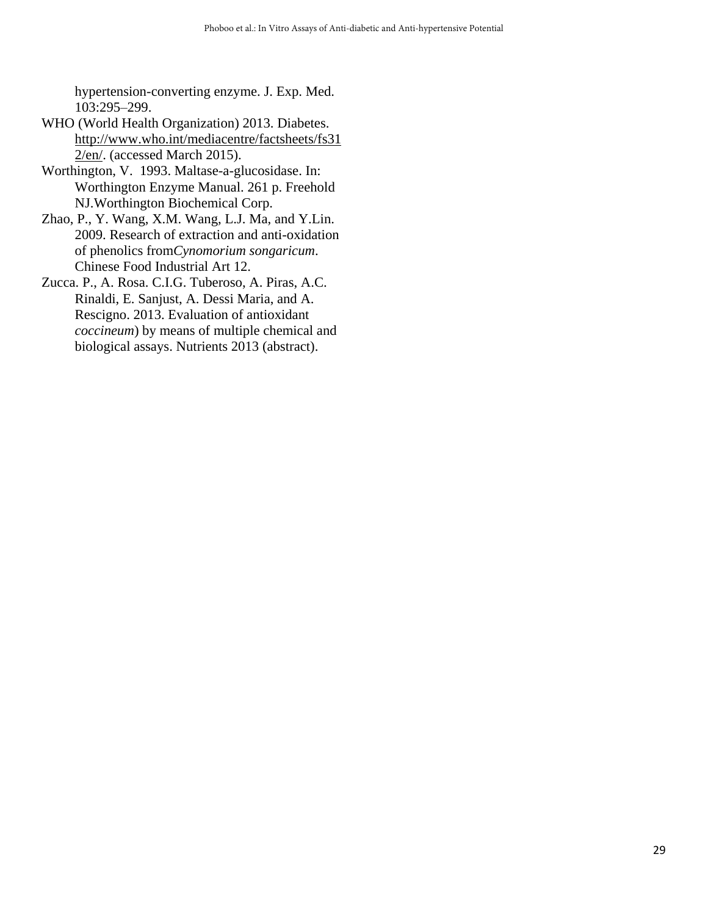hypertension-converting enzyme. J. Exp. Med. 103:295–299.

WHO (World Health Organization) 2013. Diabetes. http://www.who.int/mediacentre/factsheets/fs312/en/. (accessed March 2015).

Worthington, V. 1993. Maltase-a-glucosidase. In: Worthington Enzyme Manual. 261 p. Freehold NJ.Worthington Biochemical Corp.

Zhao, P., Y. Wang, X.M. Wang, L.J. Ma, and Y.Lin. 2009. Research of extraction and anti-oxidation of phenolics from*Cynomorium songaricum*. Chinese Food Industrial Art 12.

Zucca. P., A. Rosa. C.I.G. Tuberoso, A. Piras, A.C. Rinaldi, E. Sanjust, A. Dessi Maria, and A. Rescigno. 2013. Evaluation of antioxidant *coccineum*) by means of multiple chemical and biological assays. Nutrients 2013 (abstract).